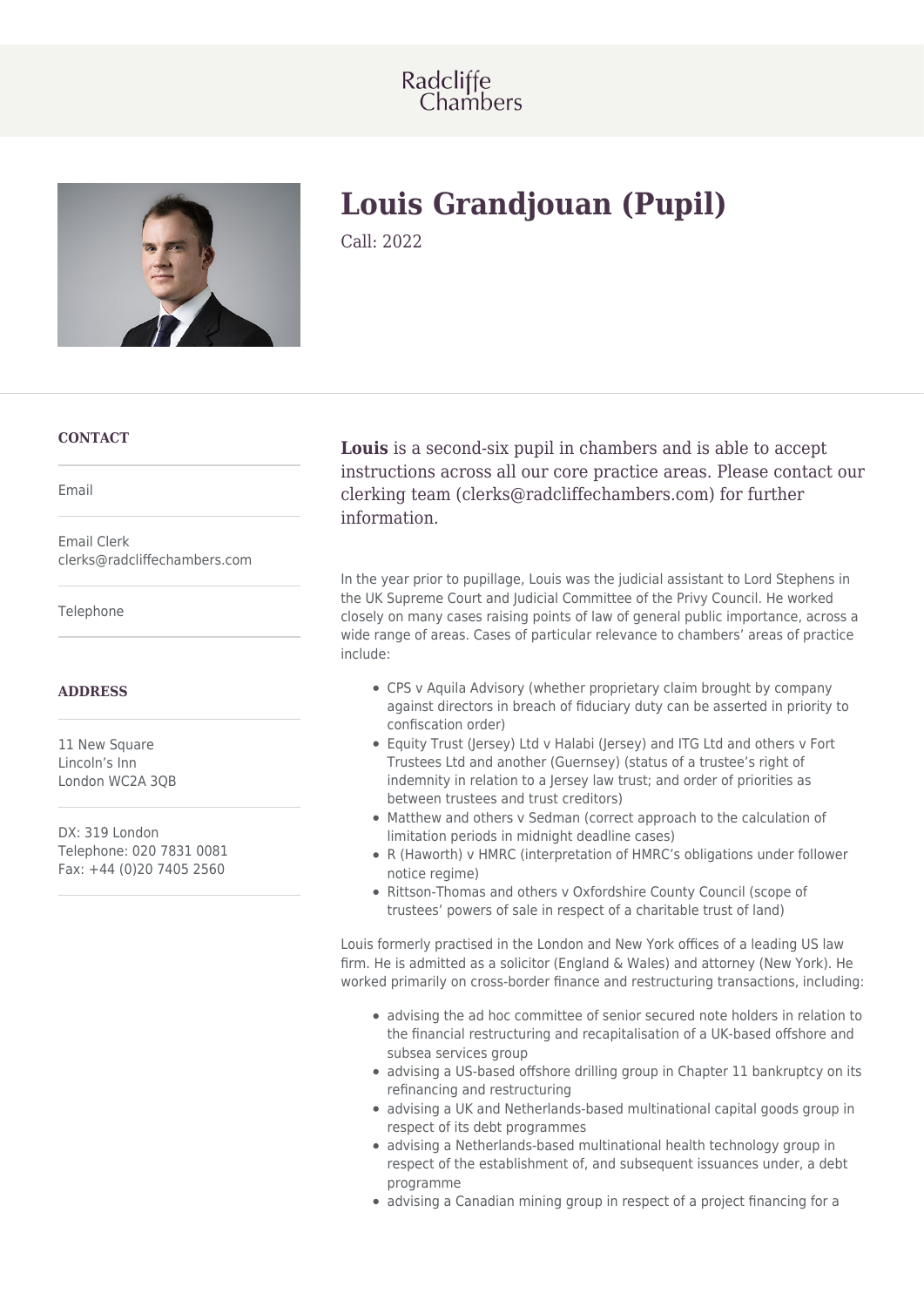Radcliffe Chambers

# Louis Grandjouan (Pupil)

Call: 2022

### CONTACT

Email

Email Clerk
clerks@radcliffechambers.com

Telephone

### ADDRESS

11 New Square
Lincoln's Inn
London WC2A 3QB

DX: 319 London
Telephone: 020 7831 0081
Fax: +44 (0)20 7405 2560

**Louis** is a second-six pupil in chambers and is able to accept instructions across all our core practice areas. Please contact our clerking team (clerks@radcliffechambers.com) for further information.

In the year prior to pupillage, Louis was the judicial assistant to Lord Stephens in the UK Supreme Court and Judicial Committee of the Privy Council. He worked closely on many cases raising points of law of general public importance, across a wide range of areas. Cases of particular relevance to chambers' areas of practice include:

- CPS v Aquila Advisory (whether proprietary claim brought by company against directors in breach of fiduciary duty can be asserted in priority to confiscation order)
- Equity Trust (Jersey) Ltd v Halabi (Jersey) and ITG Ltd and others v Fort Trustees Ltd and another (Guernsey) (status of a trustee's right of indemnity in relation to a Jersey law trust; and order of priorities as between trustees and trust creditors)
- Matthew and others v Sedman (correct approach to the calculation of limitation periods in midnight deadline cases)
- R (Haworth) v HMRC (interpretation of HMRC's obligations under follower notice regime)
- Rittson-Thomas and others v Oxfordshire County Council (scope of trustees' powers of sale in respect of a charitable trust of land)

Louis formerly practised in the London and New York offices of a leading US law firm. He is admitted as a solicitor (England & Wales) and attorney (New York). He worked primarily on cross-border finance and restructuring transactions, including:

- advising the ad hoc committee of senior secured note holders in relation to the financial restructuring and recapitalisation of a UK-based offshore and subsea services group
- advising a US-based offshore drilling group in Chapter 11 bankruptcy on its refinancing and restructuring
- advising a UK and Netherlands-based multinational capital goods group in respect of its debt programmes
- advising a Netherlands-based multinational health technology group in respect of the establishment of, and subsequent issuances under, a debt programme
- advising a Canadian mining group in respect of a project financing for a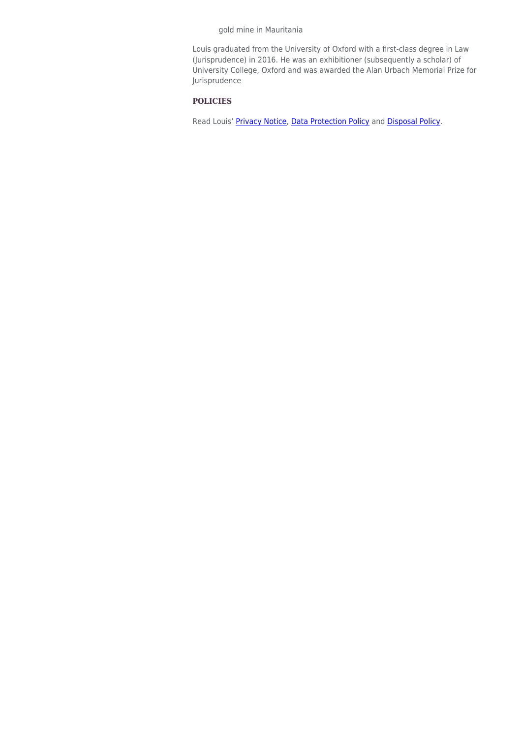gold mine in Mauritania

Louis graduated from the University of Oxford with a first-class degree in Law (Jurisprudence) in 2016. He was an exhibitioner (subsequently a scholar) of University College, Oxford and was awarded the Alan Urbach Memorial Prize for Jurisprudence

## POLICIES

Read Louis' Privacy Notice, Data Protection Policy and Disposal Policy.